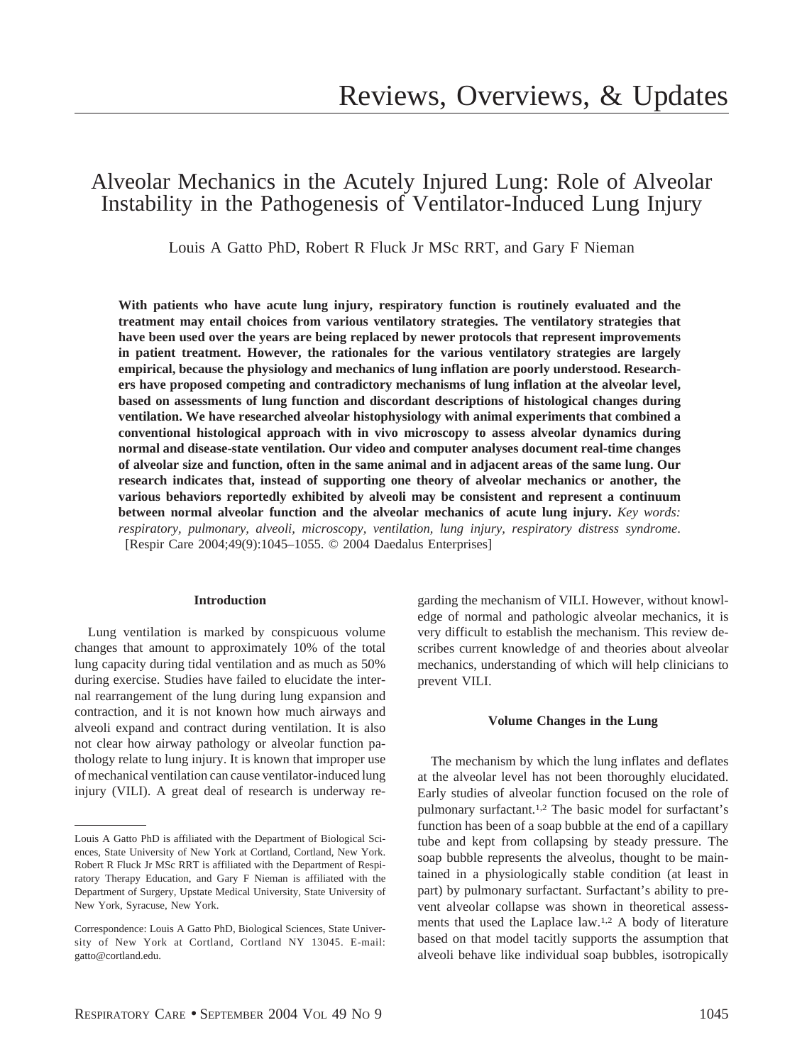Reviews, Overviews, & Updates

# Alveolar Mechanics in the Acutely Injured Lung: Role of Alveolar Instability in the Pathogenesis of Ventilator-Induced Lung Injury

Louis A Gatto PhD, Robert R Fluck Jr MSc RRT, and Gary F Nieman

**With patients who have acute lung injury, respiratory function is routinely evaluated and the treatment may entail choices from various ventilatory strategies. The ventilatory strategies that have been used over the years are being replaced by newer protocols that represent improvements in patient treatment. However, the rationales for the various ventilatory strategies are largely empirical, because the physiology and mechanics of lung inflation are poorly understood. Researchers have proposed competing and contradictory mechanisms of lung inflation at the alveolar level, based on assessments of lung function and discordant descriptions of histological changes during ventilation. We have researched alveolar histophysiology with animal experiments that combined a conventional histological approach with in vivo microscopy to assess alveolar dynamics during normal and disease-state ventilation. Our video and computer analyses document real-time changes of alveolar size and function, often in the same animal and in adjacent areas of the same lung. Our research indicates that, instead of supporting one theory of alveolar mechanics or another, the various behaviors reportedly exhibited by alveoli may be consistent and represent a continuum between normal alveolar function and the alveolar mechanics of acute lung injury.** *Key words: respiratory, pulmonary, alveoli, microscopy, ventilation, lung injury, respiratory distress syndrome.* [Respir Care 2004;49(9):1045–1055. © 2004 Daedalus Enterprises]

## Introduction

Lung ventilation is marked by conspicuous volume changes that amount to approximately 10% of the total lung capacity during tidal ventilation and as much as 50% during exercise. Studies have failed to elucidate the internal rearrangement of the lung during lung expansion and contraction, and it is not known how much airways and alveoli expand and contract during ventilation. It is also not clear how airway pathology or alveolar function pathology relate to lung injury. It is known that improper use of mechanical ventilation can cause ventilator-induced lung injury (VILI). A great deal of research is underway regarding the mechanism of VILI. However, without knowledge of normal and pathologic alveolar mechanics, it is very difficult to establish the mechanism. This review describes current knowledge of and theories about alveolar mechanics, understanding of which will help clinicians to prevent VILI.

## Volume Changes in the Lung

The mechanism by which the lung inflates and deflates at the alveolar level has not been thoroughly elucidated. Early studies of alveolar function focused on the role of pulmonary surfactant.[1,2] The basic model for surfactant's function has been of a soap bubble at the end of a capillary tube and kept from collapsing by steady pressure. The soap bubble represents the alveolus, thought to be maintained in a physiologically stable condition (at least in part) by pulmonary surfactant. Surfactant's ability to prevent alveolar collapse was shown in theoretical assessments that used the Laplace law.[1,2] A body of literature based on that model tacitly supports the assumption that alveoli behave like individual soap bubbles, isotropically

---

Louis A Gatto PhD is affiliated with the Department of Biological Sciences, State University of New York at Cortland, Cortland, New York. Robert R Fluck Jr MSc RRT is affiliated with the Department of Respiratory Therapy Education, and Gary F Nieman is affiliated with the Department of Surgery, Upstate Medical University, State University of New York, Syracuse, New York.

Correspondence: Louis A Gatto PhD, Biological Sciences, State University of New York at Cortland, Cortland NY 13045. E-mail: gatto@cortland.edu.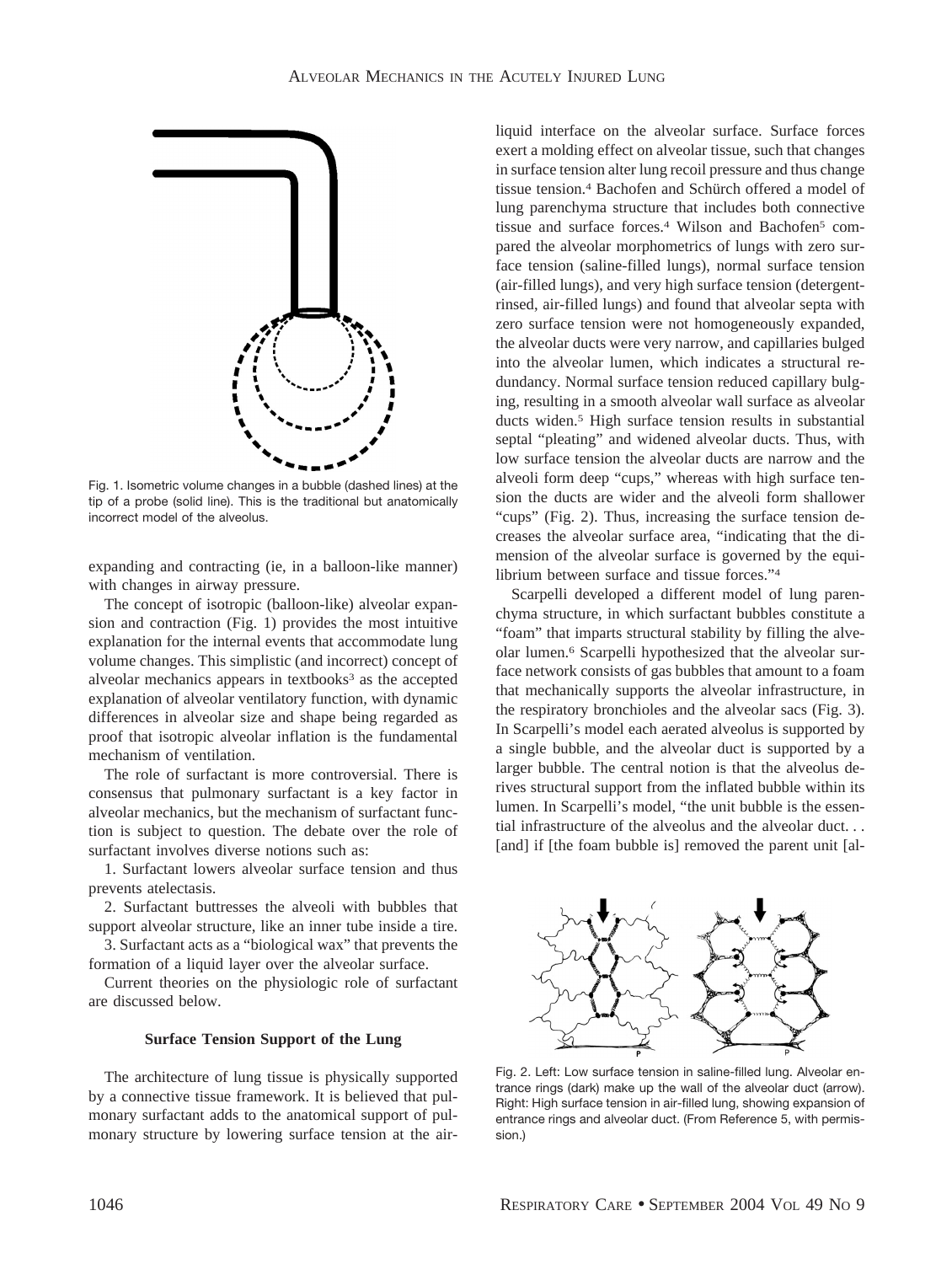Fig. 1. Isometric volume changes in a bubble (dashed lines) at the tip of a probe (solid line). This is the traditional but anatomically incorrect model of the alveolus.

expanding and contracting (ie, in a balloon-like manner) with changes in airway pressure.

The concept of isotropic (balloon-like) alveolar expansion and contraction (Fig. 1) provides the most intuitive explanation for the internal events that accommodate lung volume changes. This simplistic (and incorrect) concept of alveolar mechanics appears in textbooks[3] as the accepted explanation of alveolar ventilatory function, with dynamic differences in alveolar size and shape being regarded as proof that isotropic alveolar inflation is the fundamental mechanism of ventilation.

The role of surfactant is more controversial. There is consensus that pulmonary surfactant is a key factor in alveolar mechanics, but the mechanism of surfactant function is subject to question. The debate over the role of surfactant involves diverse notions such as:

1. Surfactant lowers alveolar surface tension and thus prevents atelectasis.

2. Surfactant buttresses the alveoli with bubbles that support alveolar structure, like an inner tube inside a tire.

3. Surfactant acts as a "biological wax" that prevents the formation of a liquid layer over the alveolar surface.

Current theories on the physiologic role of surfactant are discussed below.

### Surface Tension Support of the Lung

The architecture of lung tissue is physically supported by a connective tissue framework. It is believed that pulmonary surfactant adds to the anatomical support of pulmonary structure by lowering surface tension at the air-liquid interface on the alveolar surface. Surface forces exert a molding effect on alveolar tissue, such that changes in surface tension alter lung recoil pressure and thus change tissue tension.[4] Bachofen and Schürch offered a model of lung parenchyma structure that includes both connective tissue and surface forces.[4] Wilson and Bachofen[5] compared the alveolar morphometrics of lungs with zero surface tension (saline-filled lungs), normal surface tension (air-filled lungs), and very high surface tension (detergent-rinsed, air-filled lungs) and found that alveolar septa with zero surface tension were not homogeneously expanded, the alveolar ducts were very narrow, and capillaries bulged into the alveolar lumen, which indicates a structural redundancy. Normal surface tension reduced capillary bulging, resulting in a smooth alveolar wall surface as alveolar ducts widen.[5] High surface tension results in substantial septal "pleating" and widened alveolar ducts. Thus, with low surface tension the alveolar ducts are narrow and the alveoli form deep "cups," whereas with high surface tension the ducts are wider and the alveoli form shallower "cups" (Fig. 2). Thus, increasing the surface tension decreases the alveolar surface area, "indicating that the dimension of the alveolar surface is governed by the equilibrium between surface and tissue forces."[4]

Scarpelli developed a different model of lung parenchyma structure, in which surfactant bubbles constitute a "foam" that imparts structural stability by filling the alveolar lumen.[6] Scarpelli hypothesized that the alveolar surface network consists of gas bubbles that amount to a foam that mechanically supports the alveolar infrastructure, in the respiratory bronchioles and the alveolar sacs (Fig. 3). In Scarpelli's model each aerated alveolus is supported by a single bubble, and the alveolar duct is supported by a larger bubble. The central notion is that the alveolus derives structural support from the inflated bubble within its lumen. In Scarpelli's model, "the unit bubble is the essential infrastructure of the alveolus and the alveolar duct. . . [and] if [the foam bubble is] removed the parent unit [al-

Fig. 2. Left: Low surface tension in saline-filled lung. Alveolar entrance rings (dark) make up the wall of the alveolar duct (arrow). Right: High surface tension in air-filled lung, showing expansion of entrance rings and alveolar duct. (From Reference 5, with permission.)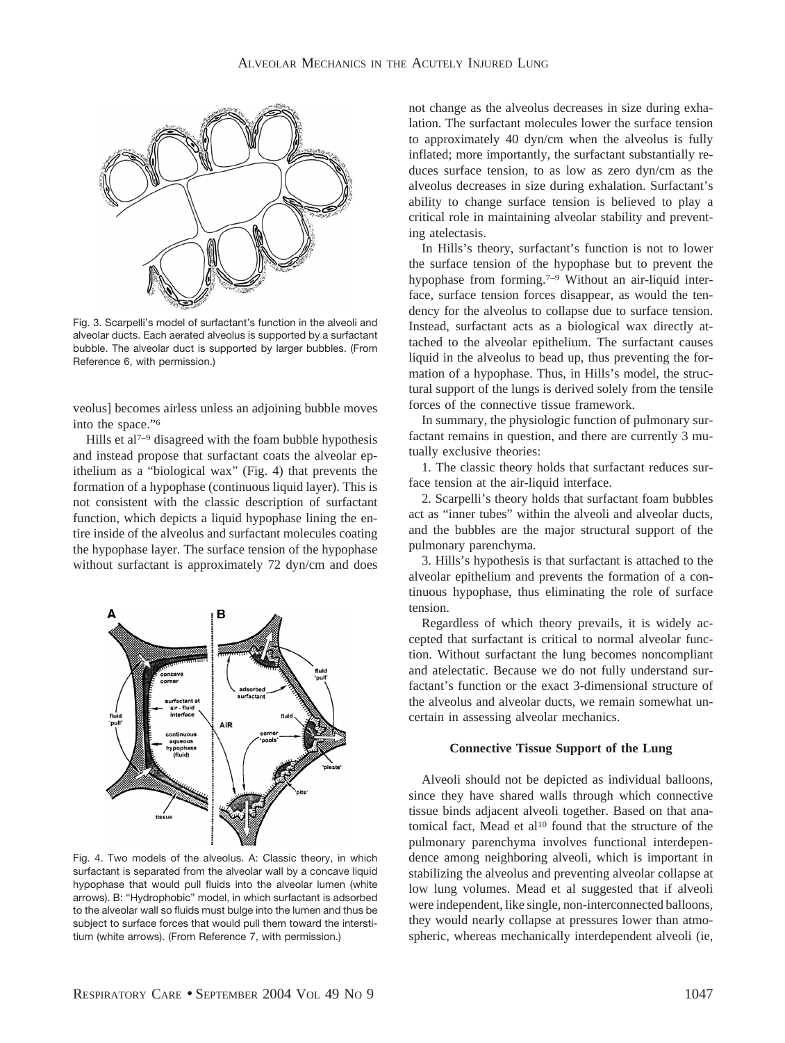Fig. 3. Scarpelli's model of surfactant's function in the alveoli and alveolar ducts. Each aerated alveolus is supported by a surfactant bubble. The alveolar duct is supported by larger bubbles. (From Reference 6, with permission.)

veolus] becomes airless unless an adjoining bubble moves into the space."[6]

Hills et al[7–9] disagreed with the foam bubble hypothesis and instead propose that surfactant coats the alveolar epithelium as a "biological wax" (Fig. 4) that prevents the formation of a hypophase (continuous liquid layer). This is not consistent with the classic description of surfactant function, which depicts a liquid hypophase lining the entire inside of the alveolus and surfactant molecules coating the hypophase layer. The surface tension of the hypophase without surfactant is approximately 72 dyn/cm and does not change as the alveolus decreases in size during exhalation. The surfactant molecules lower the surface tension to approximately 40 dyn/cm when the alveolus is fully inflated; more importantly, the surfactant substantially reduces surface tension, to as low as zero dyn/cm as the alveolus decreases in size during exhalation. Surfactant's ability to change surface tension is believed to play a critical role in maintaining alveolar stability and preventing atelectasis.

Fig. 4. Two models of the alveolus. A: Classic theory, in which surfactant is separated from the alveolar wall by a concave liquid hypophase that would pull fluids into the alveolar lumen (white arrows). B: "Hydrophobic" model, in which surfactant is adsorbed to the alveolar wall so fluids must bulge into the lumen and thus be subject to surface forces that would pull them toward the interstitium (white arrows). (From Reference 7, with permission.)

In Hills's theory, surfactant's function is not to lower the surface tension of the hypophase but to prevent the hypophase from forming.[7–9] Without an air-liquid interface, surface tension forces disappear, as would the tendency for the alveolus to collapse due to surface tension. Instead, surfactant acts as a biological wax directly attached to the alveolar epithelium. The surfactant causes liquid in the alveolus to bead up, thus preventing the formation of a hypophase. Thus, in Hills's model, the structural support of the lungs is derived solely from the tensile forces of the connective tissue framework.

In summary, the physiologic function of pulmonary surfactant remains in question, and there are currently 3 mutually exclusive theories:

1. The classic theory holds that surfactant reduces surface tension at the air-liquid interface.

2. Scarpelli's theory holds that surfactant foam bubbles act as "inner tubes" within the alveoli and alveolar ducts, and the bubbles are the major structural support of the pulmonary parenchyma.

3. Hills's hypothesis is that surfactant is attached to the alveolar epithelium and prevents the formation of a continuous hypophase, thus eliminating the role of surface tension.

Regardless of which theory prevails, it is widely accepted that surfactant is critical to normal alveolar function. Without surfactant the lung becomes noncompliant and atelectatic. Because we do not fully understand surfactant's function or the exact 3-dimensional structure of the alveolus and alveolar ducts, we remain somewhat uncertain in assessing alveolar mechanics.

## Connective Tissue Support of the Lung

Alveoli should not be depicted as individual balloons, since they have shared walls through which connective tissue binds adjacent alveoli together. Based on that anatomical fact, Mead et al[10] found that the structure of the pulmonary parenchyma involves functional interdependence among neighboring alveoli, which is important in stabilizing the alveolus and preventing alveolar collapse at low lung volumes. Mead et al suggested that if alveoli were independent, like single, non-interconnected balloons, they would nearly collapse at pressures lower than atmospheric, whereas mechanically interdependent alveoli (ie,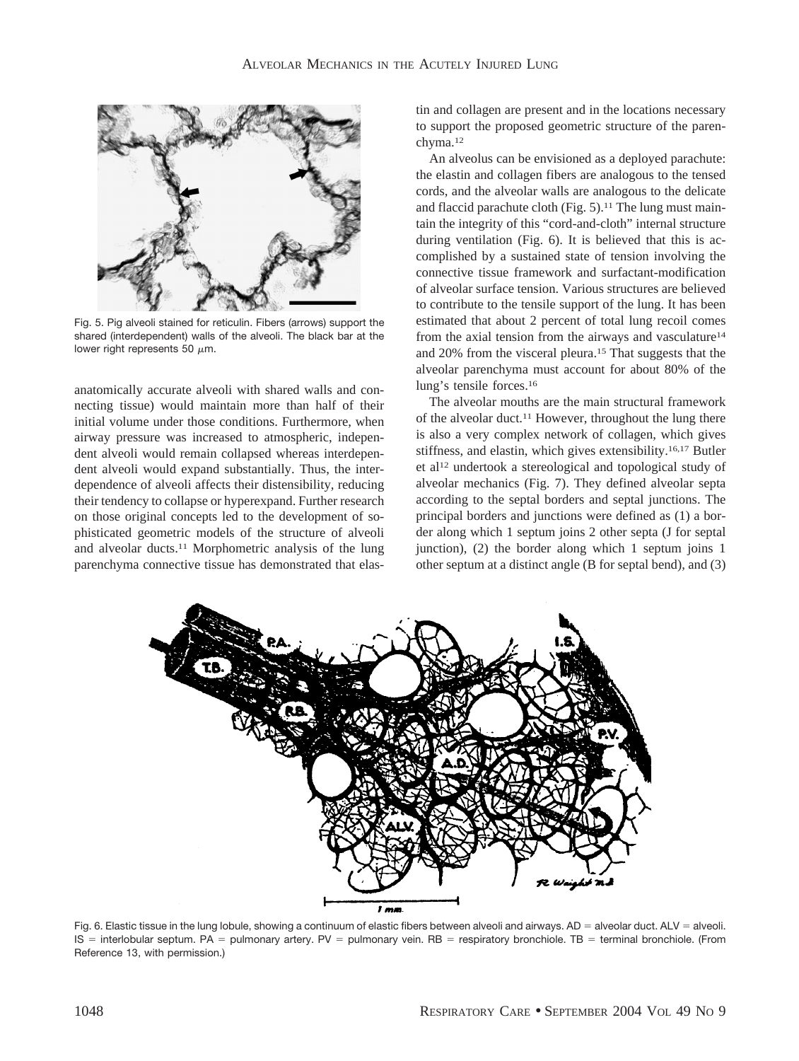Fig. 5. Pig alveoli stained for reticulin. Fibers (arrows) support the shared (interdependent) walls of the alveoli. The black bar at the lower right represents 50 $\mu$m.

anatomically accurate alveoli with shared walls and connecting tissue) would maintain more than half of their initial volume under those conditions. Furthermore, when airway pressure was increased to atmospheric, independent alveoli would remain collapsed whereas interdependent alveoli would expand substantially. Thus, the interdependence of alveoli affects their distensibility, reducing their tendency to collapse or hyperexpand. Further research on those original concepts led to the development of sophisticated geometric models of the structure of alveoli and alveolar ducts.[11] Morphometric analysis of the lung parenchyma connective tissue has demonstrated that elastin and collagen are present and in the locations necessary to support the proposed geometric structure of the parenchyma.[12]

An alveolus can be envisioned as a deployed parachute: the elastin and collagen fibers are analogous to the tensed cords, and the alveolar walls are analogous to the delicate and flaccid parachute cloth (Fig. 5).[11] The lung must maintain the integrity of this "cord-and-cloth" internal structure during ventilation (Fig. 6). It is believed that this is accomplished by a sustained state of tension involving the connective tissue framework and surfactant-modification of alveolar surface tension. Various structures are believed to contribute to the tensile support of the lung. It has been estimated that about 2 percent of total lung recoil comes from the axial tension from the airways and vasculature[14] and 20% from the visceral pleura.[15] That suggests that the alveolar parenchyma must account for about 80% of the lung's tensile forces.[16]

The alveolar mouths are the main structural framework of the alveolar duct.[11] However, throughout the lung there is also a very complex network of collagen, which gives stiffness, and elastin, which gives extensibility.[16,17] Butler et al[12] undertook a stereological and topological study of alveolar mechanics (Fig. 7). They defined alveolar septa according to the septal borders and septal junctions. The principal borders and junctions were defined as (1) a border along which 1 septum joins 2 other septa (J for septal junction), (2) the border along which 1 septum joins 1 other septum at a distinct angle (B for septal bend), and (3)

Fig. 6. Elastic tissue in the lung lobule, showing a continuum of elastic fibers between alveoli and airways. AD = alveolar duct. ALV = alveoli. IS = interlobular septum. PA = pulmonary artery. PV = pulmonary vein. RB = respiratory bronchiole. TB = terminal bronchiole. (From Reference 13, with permission.)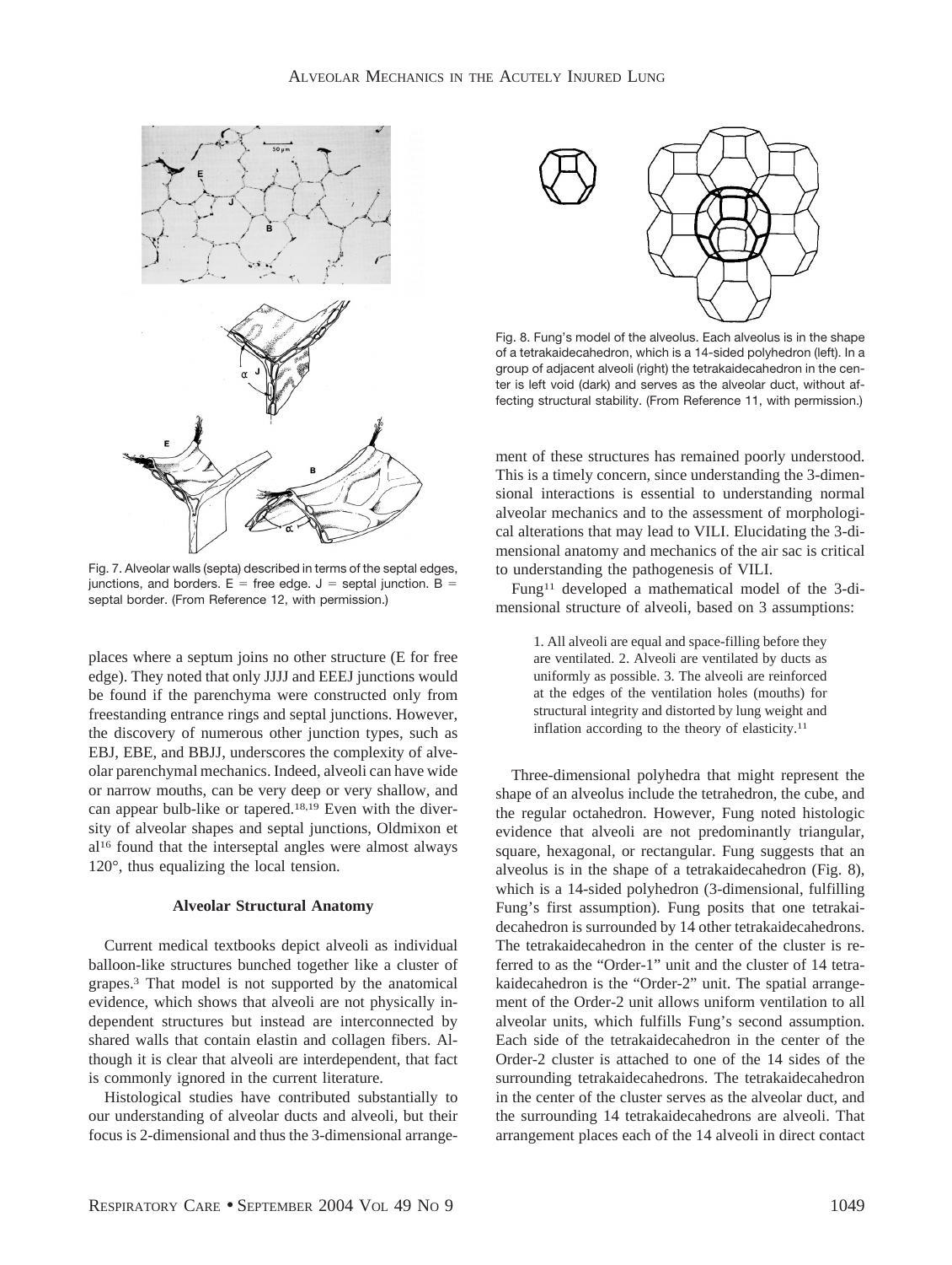Fig. 7. Alveolar walls (septa) described in terms of the septal edges, junctions, and borders. E = free edge. J = septal junction. B = septal border. (From Reference 12, with permission.)

Fig. 8. Fung's model of the alveolus. Each alveolus is in the shape of a tetrakaidecahedron, which is a 14-sided polyhedron (left). In a group of adjacent alveoli (right) the tetrakaidecahedron in the center is left void (dark) and serves as the alveolar duct, without affecting structural stability. (From Reference 11, with permission.)

places where a septum joins no other structure (E for free edge). They noted that only JJJJ and EEEJ junctions would be found if the parenchyma were constructed only from freestanding entrance rings and septal junctions. However, the discovery of numerous other junction types, such as EBJ, EBE, and BBJJ, underscores the complexity of alveolar parenchymal mechanics. Indeed, alveoli can have wide or narrow mouths, can be very deep or very shallow, and can appear bulb-like or tapered.[18,19] Even with the diversity of alveolar shapes and septal junctions, Oldmixon et al[16] found that the interseptal angles were almost always 120°, thus equalizing the local tension.

### Alveolar Structural Anatomy

Current medical textbooks depict alveoli as individual balloon-like structures bunched together like a cluster of grapes.[3] That model is not supported by the anatomical evidence, which shows that alveoli are not physically independent structures but instead are interconnected by shared walls that contain elastin and collagen fibers. Although it is clear that alveoli are interdependent, that fact is commonly ignored in the current literature.

Histological studies have contributed substantially to our understanding of alveolar ducts and alveoli, but their focus is 2-dimensional and thus the 3-dimensional arrangement of these structures has remained poorly understood. This is a timely concern, since understanding the 3-dimensional interactions is essential to understanding normal alveolar mechanics and to the assessment of morphological alterations that may lead to VILI. Elucidating the 3-dimensional anatomy and mechanics of the air sac is critical to understanding the pathogenesis of VILI.

Fung[11] developed a mathematical model of the 3-dimensional structure of alveoli, based on 3 assumptions:

> 1. All alveoli are equal and space-filling before they are ventilated. 2. Alveoli are ventilated by ducts as uniformly as possible. 3. The alveoli are reinforced at the edges of the ventilation holes (mouths) for structural integrity and distorted by lung weight and inflation according to the theory of elasticity.[11]

Three-dimensional polyhedra that might represent the shape of an alveolus include the tetrahedron, the cube, and the regular octahedron. However, Fung noted histologic evidence that alveoli are not predominantly triangular, square, hexagonal, or rectangular. Fung suggests that an alveolus is in the shape of a tetrakaidecahedron (Fig. 8), which is a 14-sided polyhedron (3-dimensional, fulfilling Fung's first assumption). Fung posits that one tetrakaidecahedron is surrounded by 14 other tetrakaidecahedrons. The tetrakaidecahedron in the center of the cluster is referred to as the "Order-1" unit and the cluster of 14 tetrakaidecahedron is the "Order-2" unit. The spatial arrangement of the Order-2 unit allows uniform ventilation to all alveolar units, which fulfills Fung's second assumption. Each side of the tetrakaidecahedron in the center of the Order-2 cluster is attached to one of the 14 sides of the surrounding tetrakaidecahedrons. The tetrakaidecahedron in the center of the cluster serves as the alveolar duct, and the surrounding 14 tetrakaidecahedrons are alveoli. That arrangement places each of the 14 alveoli in direct contact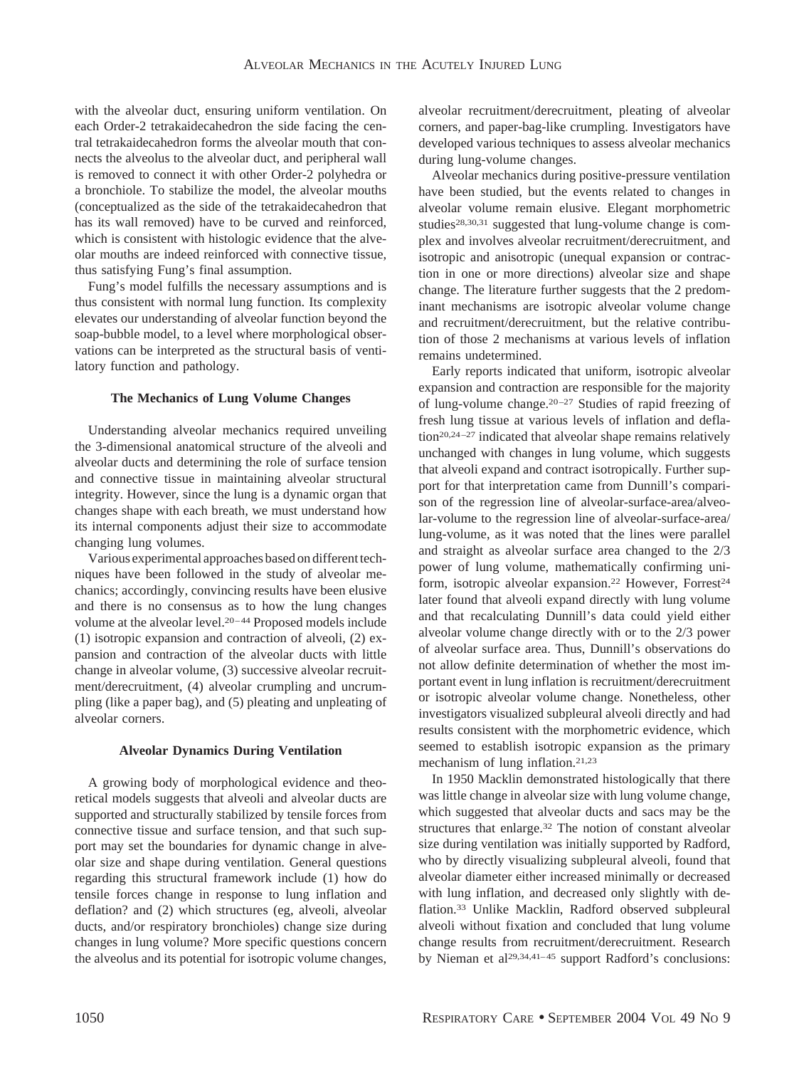with the alveolar duct, ensuring uniform ventilation. On each Order-2 tetrakaidecahedron the side facing the central tetrakaidecahedron forms the alveolar mouth that connects the alveolus to the alveolar duct, and peripheral wall is removed to connect it with other Order-2 polyhedra or a bronchiole. To stabilize the model, the alveolar mouths (conceptualized as the side of the tetrakaidecahedron that has its wall removed) have to be curved and reinforced, which is consistent with histologic evidence that the alveolar mouths are indeed reinforced with connective tissue, thus satisfying Fung's final assumption.

Fung's model fulfills the necessary assumptions and is thus consistent with normal lung function. Its complexity elevates our understanding of alveolar function beyond the soap-bubble model, to a level where morphological observations can be interpreted as the structural basis of ventilatory function and pathology.

### The Mechanics of Lung Volume Changes

Understanding alveolar mechanics required unveiling the 3-dimensional anatomical structure of the alveoli and alveolar ducts and determining the role of surface tension and connective tissue in maintaining alveolar structural integrity. However, since the lung is a dynamic organ that changes shape with each breath, we must understand how its internal components adjust their size to accommodate changing lung volumes.

Various experimental approaches based on different techniques have been followed in the study of alveolar mechanics; accordingly, convincing results have been elusive and there is no consensus as to how the lung changes volume at the alveolar level.[20–44] Proposed models include (1) isotropic expansion and contraction of alveoli, (2) expansion and contraction of the alveolar ducts with little change in alveolar volume, (3) successive alveolar recruitment/derecruitment, (4) alveolar crumpling and uncrumpling (like a paper bag), and (5) pleating and unpleating of alveolar corners.

### Alveolar Dynamics During Ventilation

A growing body of morphological evidence and theoretical models suggests that alveoli and alveolar ducts are supported and structurally stabilized by tensile forces from connective tissue and surface tension, and that such support may set the boundaries for dynamic change in alveolar size and shape during ventilation. General questions regarding this structural framework include (1) how do tensile forces change in response to lung inflation and deflation? and (2) which structures (eg, alveoli, alveolar ducts, and/or respiratory bronchioles) change size during changes in lung volume? More specific questions concern the alveolus and its potential for isotropic volume changes, alveolar recruitment/derecruitment, pleating of alveolar corners, and paper-bag-like crumpling. Investigators have developed various techniques to assess alveolar mechanics during lung-volume changes.

Alveolar mechanics during positive-pressure ventilation have been studied, but the events related to changes in alveolar volume remain elusive. Elegant morphometric studies[28,30,31] suggested that lung-volume change is complex and involves alveolar recruitment/derecruitment, and isotropic and anisotropic (unequal expansion or contraction in one or more directions) alveolar size and shape change. The literature further suggests that the 2 predominant mechanisms are isotropic alveolar volume change and recruitment/derecruitment, but the relative contribution of those 2 mechanisms at various levels of inflation remains undetermined.

Early reports indicated that uniform, isotropic alveolar expansion and contraction are responsible for the majority of lung-volume change.[20–27] Studies of rapid freezing of fresh lung tissue at various levels of inflation and deflation[20,24–27] indicated that alveolar shape remains relatively unchanged with changes in lung volume, which suggests that alveoli expand and contract isotropically. Further support for that interpretation came from Dunnill's comparison of the regression line of alveolar-surface-area/alveolar-volume to the regression line of alveolar-surface-area/lung-volume, as it was noted that the lines were parallel and straight as alveolar surface area changed to the 2/3 power of lung volume, mathematically confirming uniform, isotropic alveolar expansion.[22] However, Forrest[24] later found that alveoli expand directly with lung volume and that recalculating Dunnill's data could yield either alveolar volume change directly with or to the 2/3 power of alveolar surface area. Thus, Dunnill's observations do not allow definite determination of whether the most important event in lung inflation is recruitment/derecruitment or isotropic alveolar volume change. Nonetheless, other investigators visualized subpleural alveoli directly and had results consistent with the morphometric evidence, which seemed to establish isotropic expansion as the primary mechanism of lung inflation.[21,23]

In 1950 Macklin demonstrated histologically that there was little change in alveolar size with lung volume change, which suggested that alveolar ducts and sacs may be the structures that enlarge.[32] The notion of constant alveolar size during ventilation was initially supported by Radford, who by directly visualizing subpleural alveoli, found that alveolar diameter either increased minimally or decreased with lung inflation, and decreased only slightly with deflation.[33] Unlike Macklin, Radford observed subpleural alveoli without fixation and concluded that lung volume change results from recruitment/derecruitment. Research by Nieman et al[29,34,41–45] support Radford's conclusions: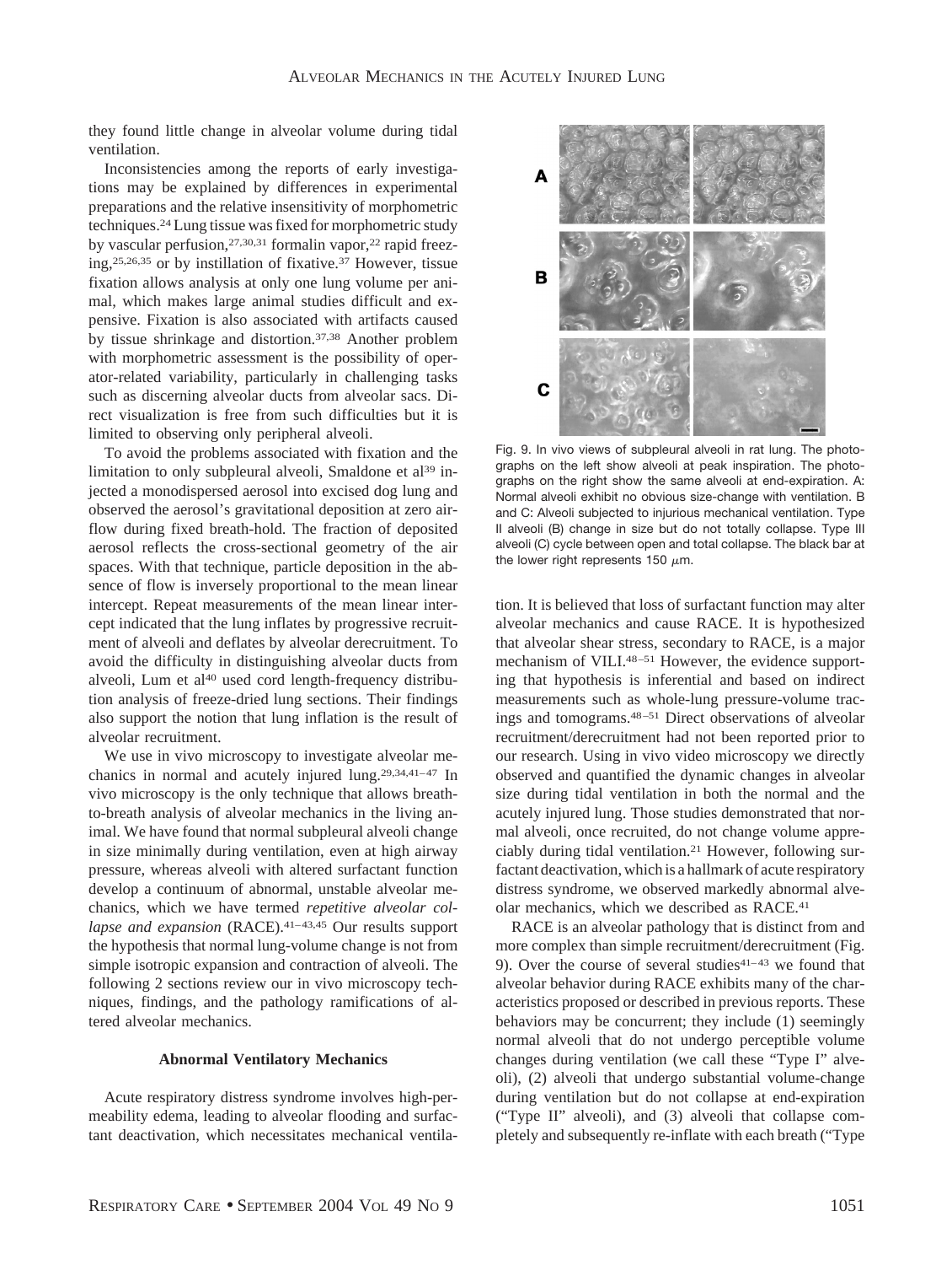they found little change in alveolar volume during tidal ventilation.

Inconsistencies among the reports of early investigations may be explained by differences in experimental preparations and the relative insensitivity of morphometric techniques.[24] Lung tissue was fixed for morphometric study by vascular perfusion,[27,30,31] formalin vapor,[22] rapid freezing,[25,26,35] or by instillation of fixative.[37] However, tissue fixation allows analysis at only one lung volume per animal, which makes large animal studies difficult and expensive. Fixation is also associated with artifacts caused by tissue shrinkage and distortion.[37,38] Another problem with morphometric assessment is the possibility of operator-related variability, particularly in challenging tasks such as discerning alveolar ducts from alveolar sacs. Direct visualization is free from such difficulties but it is limited to observing only peripheral alveoli.

To avoid the problems associated with fixation and the limitation to only subpleural alveoli, Smaldone et al[39] injected a monodispersed aerosol into excised dog lung and observed the aerosol's gravitational deposition at zero airflow during fixed breath-hold. The fraction of deposited aerosol reflects the cross-sectional geometry of the air spaces. With that technique, particle deposition in the absence of flow is inversely proportional to the mean linear intercept. Repeat measurements of the mean linear intercept indicated that the lung inflates by progressive recruitment of alveoli and deflates by alveolar derecruitment. To avoid the difficulty in distinguishing alveolar ducts from alveoli, Lum et al[40] used cord length-frequency distribution analysis of freeze-dried lung sections. Their findings also support the notion that lung inflation is the result of alveolar recruitment.

We use in vivo microscopy to investigate alveolar mechanics in normal and acutely injured lung.[29,34,41–47] In vivo microscopy is the only technique that allows breath-to-breath analysis of alveolar mechanics in the living animal. We have found that normal subpleural alveoli change in size minimally during ventilation, even at high airway pressure, whereas alveoli with altered surfactant function develop a continuum of abnormal, unstable alveolar mechanics, which we have termed *repetitive alveolar collapse and expansion* (RACE).[41–43,45] Our results support the hypothesis that normal lung-volume change is not from simple isotropic expansion and contraction of alveoli. The following 2 sections review our in vivo microscopy techniques, findings, and the pathology ramifications of altered alveolar mechanics.

### Abnormal Ventilatory Mechanics

Acute respiratory distress syndrome involves high-permeability edema, leading to alveolar flooding and surfactant deactivation, which necessitates mechanical ventilation. It is believed that loss of surfactant function may alter alveolar mechanics and cause RACE. It is hypothesized that alveolar shear stress, secondary to RACE, is a major mechanism of VILI.[48–51] However, the evidence supporting that hypothesis is inferential and based on indirect measurements such as whole-lung pressure-volume tracings and tomograms.[48–51] Direct observations of alveolar recruitment/derecruitment had not been reported prior to our research. Using in vivo video microscopy we directly observed and quantified the dynamic changes in alveolar size during tidal ventilation in both the normal and the acutely injured lung. Those studies demonstrated that normal alveoli, once recruited, do not change volume appreciably during tidal ventilation.[21] However, following surfactant deactivation, which is a hallmark of acute respiratory distress syndrome, we observed markedly abnormal alveolar mechanics, which we described as RACE.[41]

Fig. 9. In vivo views of subpleural alveoli in rat lung. The photographs on the left show alveoli at peak inspiration. The photographs on the right show the same alveoli at end-expiration. A: Normal alveoli exhibit no obvious size-change with ventilation. B and C: Alveoli subjected to injurious mechanical ventilation. Type II alveoli (B) change in size but do not totally collapse. Type III alveoli (C) cycle between open and total collapse. The black bar at the lower right represents 150 μm.

RACE is an alveolar pathology that is distinct from and more complex than simple recruitment/derecruitment (Fig. 9). Over the course of several studies[41–43] we found that alveolar behavior during RACE exhibits many of the characteristics proposed or described in previous reports. These behaviors may be concurrent; they include (1) seemingly normal alveoli that do not undergo perceptible volume changes during ventilation (we call these "Type I" alveoli), (2) alveoli that undergo substantial volume-change during ventilation but do not collapse at end-expiration ("Type II" alveoli), and (3) alveoli that collapse completely and subsequently re-inflate with each breath ("Type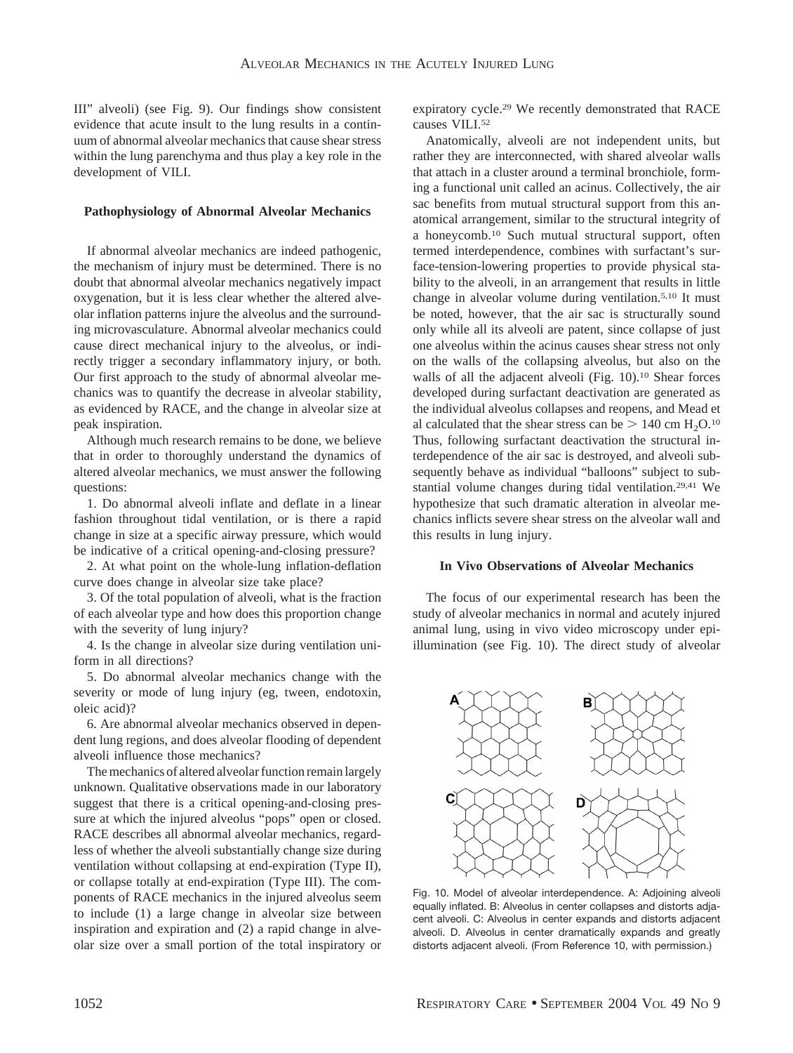III" alveoli) (see Fig. 9). Our findings show consistent evidence that acute insult to the lung results in a continuum of abnormal alveolar mechanics that cause shear stress within the lung parenchyma and thus play a key role in the development of VILI.

### Pathophysiology of Abnormal Alveolar Mechanics

If abnormal alveolar mechanics are indeed pathogenic, the mechanism of injury must be determined. There is no doubt that abnormal alveolar mechanics negatively impact oxygenation, but it is less clear whether the altered alveolar inflation patterns injure the alveolus and the surrounding microvasculature. Abnormal alveolar mechanics could cause direct mechanical injury to the alveolus, or indirectly trigger a secondary inflammatory injury, or both. Our first approach to the study of abnormal alveolar mechanics was to quantify the decrease in alveolar stability, as evidenced by RACE, and the change in alveolar size at peak inspiration.

Although much research remains to be done, we believe that in order to thoroughly understand the dynamics of altered alveolar mechanics, we must answer the following questions:

1. Do abnormal alveoli inflate and deflate in a linear fashion throughout tidal ventilation, or is there a rapid change in size at a specific airway pressure, which would be indicative of a critical opening-and-closing pressure?

2. At what point on the whole-lung inflation-deflation curve does change in alveolar size take place?

3. Of the total population of alveoli, what is the fraction of each alveolar type and how does this proportion change with the severity of lung injury?

4. Is the change in alveolar size during ventilation uniform in all directions?

5. Do abnormal alveolar mechanics change with the severity or mode of lung injury (eg, tween, endotoxin, oleic acid)?

6. Are abnormal alveolar mechanics observed in dependent lung regions, and does alveolar flooding of dependent alveoli influence those mechanics?

The mechanics of altered alveolar function remain largely unknown. Qualitative observations made in our laboratory suggest that there is a critical opening-and-closing pressure at which the injured alveolus "pops" open or closed. RACE describes all abnormal alveolar mechanics, regardless of whether the alveoli substantially change size during ventilation without collapsing at end-expiration (Type II), or collapse totally at end-expiration (Type III). The components of RACE mechanics in the injured alveolus seem to include (1) a large change in alveolar size between inspiration and expiration and (2) a rapid change in alveolar size over a small portion of the total inspiratory or expiratory cycle.[29] We recently demonstrated that RACE causes VILI.[52]

Anatomically, alveoli are not independent units, but rather they are interconnected, with shared alveolar walls that attach in a cluster around a terminal bronchiole, forming a functional unit called an acinus. Collectively, the air sac benefits from mutual structural support from this anatomical arrangement, similar to the structural integrity of a honeycomb.[10] Such mutual structural support, often termed interdependence, combines with surfactant's surface-tension-lowering properties to provide physical stability to the alveoli, in an arrangement that results in little change in alveolar volume during ventilation.[5,10] It must be noted, however, that the air sac is structurally sound only while all its alveoli are patent, since collapse of just one alveolus within the acinus causes shear stress not only on the walls of the collapsing alveolus, but also on the walls of all the adjacent alveoli (Fig. 10).[10] Shear forces developed during surfactant deactivation are generated as the individual alveolus collapses and reopens, and Mead et al calculated that the shear stress can be $> 140$ cm $H_2O$.[10] Thus, following surfactant deactivation the structural interdependence of the air sac is destroyed, and alveoli subsequently behave as individual "balloons" subject to substantial volume changes during tidal ventilation.[29,41] We hypothesize that such dramatic alteration in alveolar mechanics inflicts severe shear stress on the alveolar wall and this results in lung injury.

### In Vivo Observations of Alveolar Mechanics

The focus of our experimental research has been the study of alveolar mechanics in normal and acutely injured animal lung, using in vivo video microscopy under epi-illumination (see Fig. 10). The direct study of alveolar

Fig. 10. Model of alveolar interdependence. A: Adjoining alveoli equally inflated. B: Alveolus in center collapses and distorts adjacent alveoli. C: Alveolus in center expands and distorts adjacent alveoli. D. Alveolus in center dramatically expands and greatly distorts adjacent alveoli. (From Reference 10, with permission.)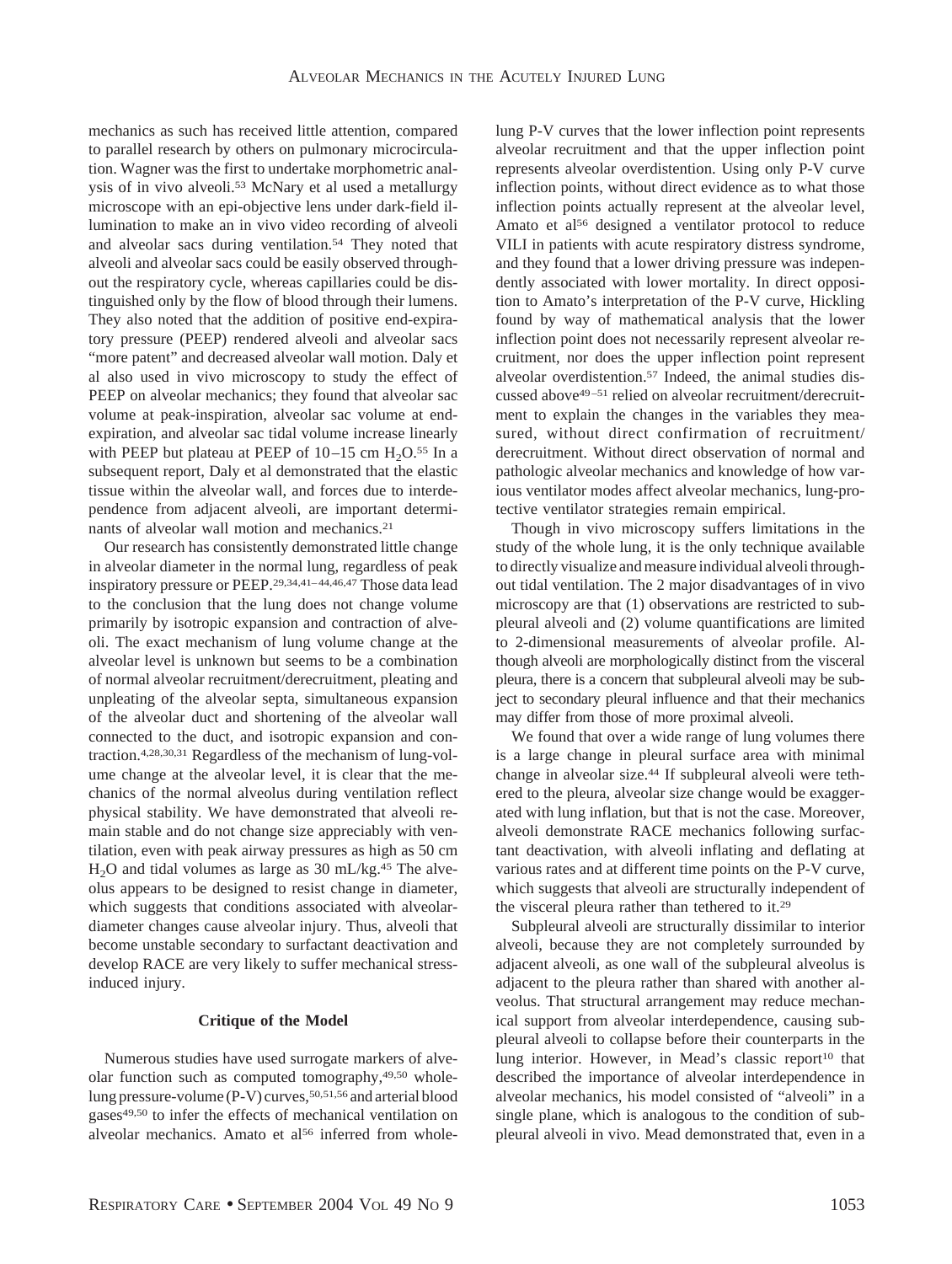mechanics as such has received little attention, compared to parallel research by others on pulmonary microcirculation. Wagner was the first to undertake morphometric analysis of in vivo alveoli.[53] McNary et al used a metallurgy microscope with an epi-objective lens under dark-field illumination to make an in vivo video recording of alveoli and alveolar sacs during ventilation.[54] They noted that alveoli and alveolar sacs could be easily observed throughout the respiratory cycle, whereas capillaries could be distinguished only by the flow of blood through their lumens. They also noted that the addition of positive end-expiratory pressure (PEEP) rendered alveoli and alveolar sacs "more patent" and decreased alveolar wall motion. Daly et al also used in vivo microscopy to study the effect of PEEP on alveolar mechanics; they found that alveolar sac volume at peak-inspiration, alveolar sac volume at end-expiration, and alveolar sac tidal volume increase linearly with PEEP but plateau at PEEP of 10–15 cm $H_2O$.[55] In a subsequent report, Daly et al demonstrated that the elastic tissue within the alveolar wall, and forces due to interdependence from adjacent alveoli, are important determinants of alveolar wall motion and mechanics.[21]

Our research has consistently demonstrated little change in alveolar diameter in the normal lung, regardless of peak inspiratory pressure or PEEP.[29,34,41–44,46,47] Those data lead to the conclusion that the lung does not change volume primarily by isotropic expansion and contraction of alveoli. The exact mechanism of lung volume change at the alveolar level is unknown but seems to be a combination of normal alveolar recruitment/derecruitment, pleating and unpleating of the alveolar septa, simultaneous expansion of the alveolar duct and shortening of the alveolar wall connected to the duct, and isotropic expansion and contraction.[4,28,30,31] Regardless of the mechanism of lung-volume change at the alveolar level, it is clear that the mechanics of the normal alveolus during ventilation reflect physical stability. We have demonstrated that alveoli remain stable and do not change size appreciably with ventilation, even with peak airway pressures as high as 50 cm $H_2O$ and tidal volumes as large as 30 mL/kg.[45] The alveolus appears to be designed to resist change in diameter, which suggests that conditions associated with alveolar-diameter changes cause alveolar injury. Thus, alveoli that become unstable secondary to surfactant deactivation and develop RACE are very likely to suffer mechanical stress-induced injury.

### Critique of the Model

Numerous studies have used surrogate markers of alveolar function such as computed tomography,[49,50] whole-lung pressure-volume (P-V) curves,[50,51,56] and arterial blood gases[49,50] to infer the effects of mechanical ventilation on alveolar mechanics. Amato et al[56] inferred from whole-lung P-V curves that the lower inflection point represents alveolar recruitment and that the upper inflection point represents alveolar overdistention. Using only P-V curve inflection points, without direct evidence as to what those inflection points actually represent at the alveolar level, Amato et al[56] designed a ventilator protocol to reduce VILI in patients with acute respiratory distress syndrome, and they found that a lower driving pressure was independently associated with lower mortality. In direct opposition to Amato's interpretation of the P-V curve, Hickling found by way of mathematical analysis that the lower inflection point does not necessarily represent alveolar recruitment, nor does the upper inflection point represent alveolar overdistention.[57] Indeed, the animal studies discussed above[49–51] relied on alveolar recruitment/derecruitment to explain the changes in the variables they measured, without direct confirmation of recruitment/derecruitment. Without direct observation of normal and pathologic alveolar mechanics and knowledge of how various ventilator modes affect alveolar mechanics, lung-protective ventilator strategies remain empirical.

Though in vivo microscopy suffers limitations in the study of the whole lung, it is the only technique available to directly visualize and measure individual alveoli throughout tidal ventilation. The 2 major disadvantages of in vivo microscopy are that (1) observations are restricted to subpleural alveoli and (2) volume quantifications are limited to 2-dimensional measurements of alveolar profile. Although alveoli are morphologically distinct from the visceral pleura, there is a concern that subpleural alveoli may be subject to secondary pleural influence and that their mechanics may differ from those of more proximal alveoli.

We found that over a wide range of lung volumes there is a large change in pleural surface area with minimal change in alveolar size.[44] If subpleural alveoli were tethered to the pleura, alveolar size change would be exaggerated with lung inflation, but that is not the case. Moreover, alveoli demonstrate RACE mechanics following surfactant deactivation, with alveoli inflating and deflating at various rates and at different time points on the P-V curve, which suggests that alveoli are structurally independent of the visceral pleura rather than tethered to it.[29]

Subpleural alveoli are structurally dissimilar to interior alveoli, because they are not completely surrounded by adjacent alveoli, as one wall of the subpleural alveolus is adjacent to the pleura rather than shared with another alveolus. That structural arrangement may reduce mechanical support from alveolar interdependence, causing subpleural alveoli to collapse before their counterparts in the lung interior. However, in Mead's classic report[10] that described the importance of alveolar interdependence in alveolar mechanics, his model consisted of "alveoli" in a single plane, which is analogous to the condition of subpleural alveoli in vivo. Mead demonstrated that, even in a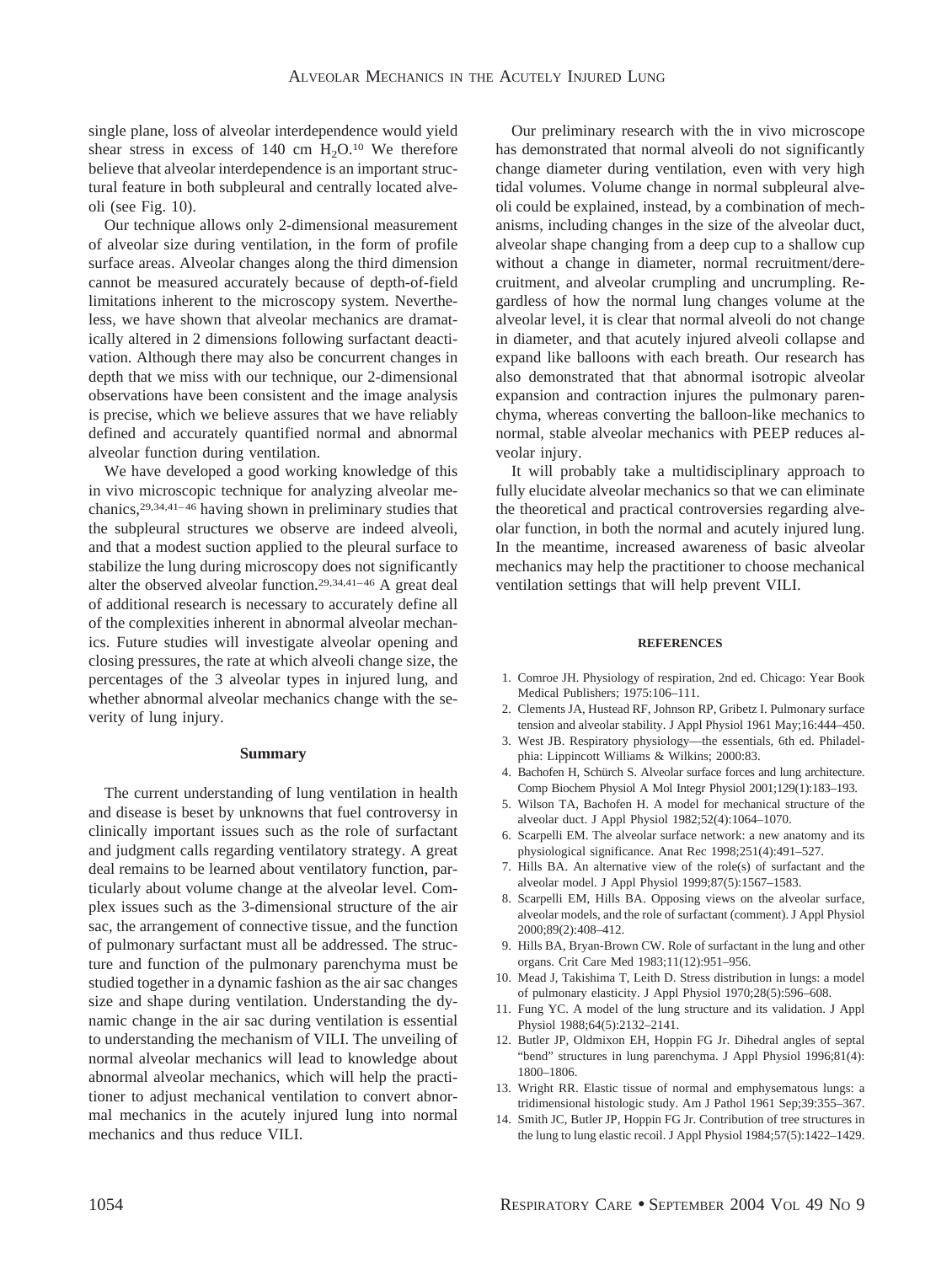single plane, loss of alveolar interdependence would yield shear stress in excess of 140 cm $H_2O$.[10] We therefore believe that alveolar interdependence is an important structural feature in both subpleural and centrally located alveoli (see Fig. 10).

Our technique allows only 2-dimensional measurement of alveolar size during ventilation, in the form of profile surface areas. Alveolar changes along the third dimension cannot be measured accurately because of depth-of-field limitations inherent to the microscopy system. Nevertheless, we have shown that alveolar mechanics are dramatically altered in 2 dimensions following surfactant deactivation. Although there may also be concurrent changes in depth that we miss with our technique, our 2-dimensional observations have been consistent and the image analysis is precise, which we believe assures that we have reliably defined and accurately quantified normal and abnormal alveolar function during ventilation.

We have developed a good working knowledge of this in vivo microscopic technique for analyzing alveolar mechanics,[29,34,41–46] having shown in preliminary studies that the subpleural structures we observe are indeed alveoli, and that a modest suction applied to the pleural surface to stabilize the lung during microscopy does not significantly alter the observed alveolar function.[29,34,41–46] A great deal of additional research is necessary to accurately define all of the complexities inherent in abnormal alveolar mechanics. Future studies will investigate alveolar opening and closing pressures, the rate at which alveoli change size, the percentages of the 3 alveolar types in injured lung, and whether abnormal alveolar mechanics change with the severity of lung injury.

## Summary

The current understanding of lung ventilation in health and disease is beset by unknowns that fuel controversy in clinically important issues such as the role of surfactant and judgment calls regarding ventilatory strategy. A great deal remains to be learned about ventilatory function, particularly about volume change at the alveolar level. Complex issues such as the 3-dimensional structure of the air sac, the arrangement of connective tissue, and the function of pulmonary surfactant must all be addressed. The structure and function of the pulmonary parenchyma must be studied together in a dynamic fashion as the air sac changes size and shape during ventilation. Understanding the dynamic change in the air sac during ventilation is essential to understanding the mechanism of VILI. The unveiling of normal alveolar mechanics will lead to knowledge about abnormal alveolar mechanics, which will help the practitioner to adjust mechanical ventilation to convert abnormal mechanics in the acutely injured lung into normal mechanics and thus reduce VILI.

Our preliminary research with the in vivo microscope has demonstrated that normal alveoli do not significantly change diameter during ventilation, even with very high tidal volumes. Volume change in normal subpleural alveoli could be explained, instead, by a combination of mechanisms, including changes in the size of the alveolar duct, alveolar shape changing from a deep cup to a shallow cup without a change in diameter, normal recruitment/derecruitment, and alveolar crumpling and uncrumpling. Regardless of how the normal lung changes volume at the alveolar level, it is clear that normal alveoli do not change in diameter, and that acutely injured alveoli collapse and expand like balloons with each breath. Our research has also demonstrated that that abnormal isotropic alveolar expansion and contraction injures the pulmonary parenchyma, whereas converting the balloon-like mechanics to normal, stable alveolar mechanics with PEEP reduces alveolar injury.

It will probably take a multidisciplinary approach to fully elucidate alveolar mechanics so that we can eliminate the theoretical and practical controversies regarding alveolar function, in both the normal and acutely injured lung. In the meantime, increased awareness of basic alveolar mechanics may help the practitioner to choose mechanical ventilation settings that will help prevent VILI.

## REFERENCES

1. Comroe JH. Physiology of respiration, 2nd ed. Chicago: Year Book Medical Publishers; 1975:106–111.
2. Clements JA, Hustead RF, Johnson RP, Gribetz I. Pulmonary surface tension and alveolar stability. J Appl Physiol 1961 May;16:444–450.
3. West JB. Respiratory physiology—the essentials, 6th ed. Philadelphia: Lippincott Williams & Wilkins; 2000:83.
4. Bachofen H, Schürch S. Alveolar surface forces and lung architecture. Comp Biochem Physiol A Mol Integr Physiol 2001;129(1):183–193.
5. Wilson TA, Bachofen H. A model for mechanical structure of the alveolar duct. J Appl Physiol 1982;52(4):1064–1070.
6. Scarpelli EM. The alveolar surface network: a new anatomy and its physiological significance. Anat Rec 1998;251(4):491–527.
7. Hills BA. An alternative view of the role(s) of surfactant and the alveolar model. J Appl Physiol 1999;87(5):1567–1583.
8. Scarpelli EM, Hills BA. Opposing views on the alveolar surface, alveolar models, and the role of surfactant (comment). J Appl Physiol 2000;89(2):408–412.
9. Hills BA, Bryan-Brown CW. Role of surfactant in the lung and other organs. Crit Care Med 1983;11(12):951–956.
10. Mead J, Takishima T, Leith D. Stress distribution in lungs: a model of pulmonary elasticity. J Appl Physiol 1970;28(5):596–608.
11. Fung YC. A model of the lung structure and its validation. J Appl Physiol 1988;64(5):2132–2141.
12. Butler JP, Oldmixon EH, Hoppin FG Jr. Dihedral angles of septal "bend" structures in lung parenchyma. J Appl Physiol 1996;81(4): 1800–1806.
13. Wright RR. Elastic tissue of normal and emphysematous lungs: a tridimensional histologic study. Am J Pathol 1961 Sep;39:355–367.
14. Smith JC, Butler JP, Hoppin FG Jr. Contribution of tree structures in the lung to lung elastic recoil. J Appl Physiol 1984;57(5):1422–1429.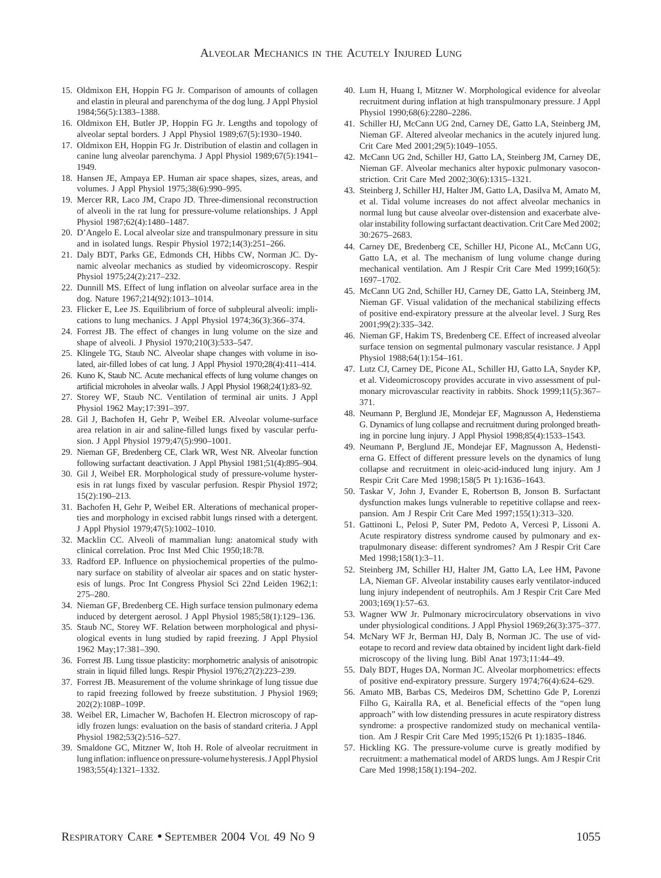15. Oldmixon EH, Hoppin FG Jr. Comparison of amounts of collagen and elastin in pleural and parenchyma of the dog lung. J Appl Physiol 1984;56(5):1383–1388.
16. Oldmixon EH, Butler JP, Hoppin FG Jr. Lengths and topology of alveolar septal borders. J Appl Physiol 1989;67(5):1930–1940.
17. Oldmixon EH, Hoppin FG Jr. Distribution of elastin and collagen in canine lung alveolar parenchyma. J Appl Physiol 1989;67(5):1941–1949.
18. Hansen JE, Ampaya EP. Human air space shapes, sizes, areas, and volumes. J Appl Physiol 1975;38(6):990–995.
19. Mercer RR, Laco JM, Crapo JD. Three-dimensional reconstruction of alveoli in the rat lung for pressure-volume relationships. J Appl Physiol 1987;62(4):1480–1487.
20. D'Angelo E. Local alveolar size and transpulmonary pressure in situ and in isolated lungs. Respir Physiol 1972;14(3):251–266.
21. Daly BDT, Parks GE, Edmonds CH, Hibbs CW, Norman JC. Dynamic alveolar mechanics as studied by videomicroscopy. Respir Physiol 1975;24(2):217–232.
22. Dunnill MS. Effect of lung inflation on alveolar surface area in the dog. Nature 1967;214(92):1013–1014.
23. Flicker E, Lee JS. Equilibrium of force of subpleural alveoli: implications to lung mechanics. J Appl Physiol 1974;36(3):366–374.
24. Forrest JB. The effect of changes in lung volume on the size and shape of alveoli. J Physiol 1970;210(3):533–547.
25. Klingele TG, Staub NC. Alveolar shape changes with volume in isolated, air-filled lobes of cat lung. J Appl Physiol 1970;28(4):411–414.
26. Kuno K, Staub NC. Acute mechanical effects of lung volume changes on artificial microholes in alveolar walls. J Appl Physiol 1968;24(1):83–92.
27. Storey WF, Staub NC. Ventilation of terminal air units. J Appl Physiol 1962 May;17:391–397.
28. Gil J, Bachofen H, Gehr P, Weibel ER. Alveolar volume-surface area relation in air and saline-filled lungs fixed by vascular perfusion. J Appl Physiol 1979;47(5):990–1001.
29. Nieman GF, Bredenberg CE, Clark WR, West NR. Alveolar function following surfactant deactivation. J Appl Physiol 1981;51(4):895–904.
30. Gil J, Weibel ER. Morphological study of pressure-volume hysteresis in rat lungs fixed by vascular perfusion. Respir Physiol 1972; 15(2):190–213.
31. Bachofen H, Gehr P, Weibel ER. Alterations of mechanical properties and morphology in excised rabbit lungs rinsed with a detergent. J Appl Physiol 1979;47(5):1002–1010.
32. Macklin CC. Alveoli of mammalian lung: anatomical study with clinical correlation. Proc Inst Med Chic 1950;18:78.
33. Radford EP. Influence on physiochemical properties of the pulmonary surface on stability of alveolar air spaces and on static hysteresis of lungs. Proc Int Congress Physiol Sci 22nd Leiden 1962;1: 275–280.
34. Nieman GF, Bredenberg CE. High surface tension pulmonary edema induced by detergent aerosol. J Appl Physiol 1985;58(1):129–136.
35. Staub NC, Storey WF. Relation between morphological and physiological events in lung studied by rapid freezing. J Appl Physiol 1962 May;17:381–390.
36. Forrest JB. Lung tissue plasticity: morphometric analysis of anisotropic strain in liquid filled lungs. Respir Physiol 1976;27(2):223–239.
37. Forrest JB. Measurement of the volume shrinkage of lung tissue due to rapid freezing followed by freeze substitution. J Physiol 1969; 202(2):108P–109P.
38. Weibel ER, Limacher W, Bachofen H. Electron microscopy of rapidly frozen lungs: evaluation on the basis of standard criteria. J Appl Physiol 1982;53(2):516–527.
39. Smaldone GC, Mitzner W, Itoh H. Role of alveolar recruitment in lung inflation: influence on pressure-volume hysteresis. J Appl Physiol 1983;55(4):1321–1332.
40. Lum H, Huang I, Mitzner W. Morphological evidence for alveolar recruitment during inflation at high transpulmonary pressure. J Appl Physiol 1990;68(6):2280–2286.
41. Schiller HJ, McCann UG 2nd, Carney DE, Gatto LA, Steinberg JM, Nieman GF. Altered alveolar mechanics in the acutely injured lung. Crit Care Med 2001;29(5):1049–1055.
42. McCann UG 2nd, Schiller HJ, Gatto LA, Steinberg JM, Carney DE, Nieman GF. Alveolar mechanics alter hypoxic pulmonary vasoconstriction. Crit Care Med 2002;30(6):1315–1321.
43. Steinberg J, Schiller HJ, Halter JM, Gatto LA, Dasilva M, Amato M, et al. Tidal volume increases do not affect alveolar mechanics in normal lung but cause alveolar over-distension and exacerbate alveolar instability following surfactant deactivation. Crit Care Med 2002; 30:2675–2683.
44. Carney DE, Bredenberg CE, Schiller HJ, Picone AL, McCann UG, Gatto LA, et al. The mechanism of lung volume change during mechanical ventilation. Am J Respir Crit Care Med 1999;160(5): 1697–1702.
45. McCann UG 2nd, Schiller HJ, Carney DE, Gatto LA, Steinberg JM, Nieman GF. Visual validation of the mechanical stabilizing effects of positive end-expiratory pressure at the alveolar level. J Surg Res 2001;99(2):335–342.
46. Nieman GF, Hakim TS, Bredenberg CE. Effect of increased alveolar surface tension on segmental pulmonary vascular resistance. J Appl Physiol 1988;64(1):154–161.
47. Lutz CJ, Carney DE, Picone AL, Schiller HJ, Gatto LA, Snyder KP, et al. Videomicroscopy provides accurate in vivo assessment of pulmonary microvascular reactivity in rabbits. Shock 1999;11(5):367–371.
48. Neumann P, Berglund JE, Mondejar EF, Magnusson A, Hedenstierna G. Dynamics of lung collapse and recruitment during prolonged breathing in porcine lung injury. J Appl Physiol 1998;85(4):1533–1543.
49. Neumann P, Berglund JE, Mondejar EF, Magnusson A, Hedenstierna G. Effect of different pressure levels on the dynamics of lung collapse and recruitment in oleic-acid-induced lung injury. Am J Respir Crit Care Med 1998;158(5 Pt 1):1636–1643.
50. Taskar V, John J, Evander E, Robertson B, Jonson B. Surfactant dysfunction makes lungs vulnerable to repetitive collapse and reexpansion. Am J Respir Crit Care Med 1997;155(1):313–320.
51. Gattinoni L, Pelosi P, Suter PM, Pedoto A, Vercesi P, Lissoni A. Acute respiratory distress syndrome caused by pulmonary and extrapulmonary disease: different syndromes? Am J Respir Crit Care Med 1998;158(1):3–11.
52. Steinberg JM, Schiller HJ, Halter JM, Gatto LA, Lee HM, Pavone LA, Nieman GF. Alveolar instability causes early ventilator-induced lung injury independent of neutrophils. Am J Respir Crit Care Med 2003;169(1):57–63.
53. Wagner WW Jr. Pulmonary microcirculatory observations in vivo under physiological conditions. J Appl Physiol 1969;26(3):375–377.
54. McNary WF Jr, Berman HJ, Daly B, Norman JC. The use of videotape to record and review data obtained by incident light dark-field microscopy of the living lung. Bibl Anat 1973;11:44–49.
55. Daly BDT, Huges DA, Norman JC. Alveolar morphometrics: effects of positive end-expiratory pressure. Surgery 1974;76(4):624–629.
56. Amato MB, Barbas CS, Medeiros DM, Schettino Gde P, Lorenzi Filho G, Kairalla RA, et al. Beneficial effects of the "open lung approach" with low distending pressures in acute respiratory distress syndrome: a prospective randomized study on mechanical ventilation. Am J Respir Crit Care Med 1995;152(6 Pt 1):1835–1846.
57. Hickling KG. The pressure-volume curve is greatly modified by recruitment: a mathematical model of ARDS lungs. Am J Respir Crit Care Med 1998;158(1):194–202.